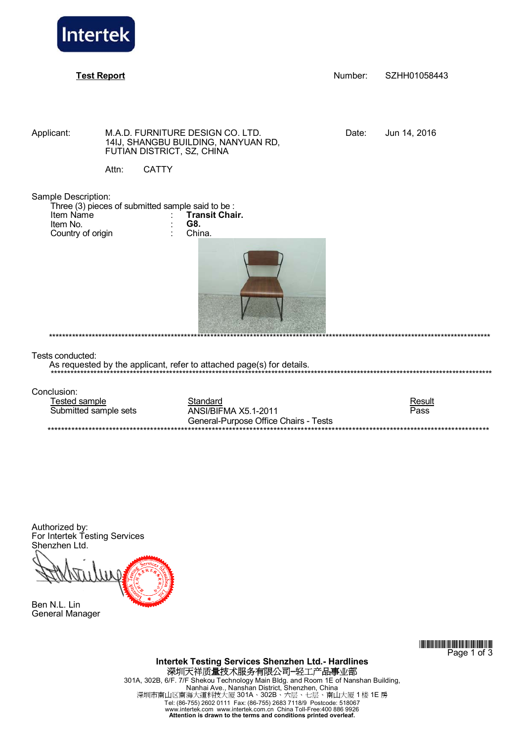Intertek

**Test Report**

Number: SZHH01058443

Applicant: M.A.D. FURNITURE DESIGN CO. LTD.
14IJ, SHANGBU BUILDING, NANYUAN RD,
FUTIAN DISTRICT, SZ, CHINA

Date: Jun 14, 2016

Attn: CATTY

Sample Description:

Three (3) pieces of submitted sample said to be :

Item Name : **Transit Chair.**
Item No. : **G8.**
Country of origin : China.

******************************************************************************************************

Tests conducted:

As requested by the applicant, refer to attached page(s) for details.

******************************************************************************************************

Conclusion:

| Tested sample | Standard | Result |
| --- | --- | --- |
| Submitted sample sets | ANSI/BIFMA X5.1-2011<br>General-Purpose Office Chairs - Tests | Pass |

******************************************************************************************************

Authorized by:
For Intertek Testing Services
Shenzhen Ltd.

Ben N.L. Lin
General Manager

**Intertek Testing Services Shenzhen Ltd.- Hardlines**
深圳天祥质量技术服务有限公司–轻工产品事业部
301A, 302B, 6/F. 7/F Shekou Technology Main Bldg. and Room 1E of Nanshan Building,
Nanhai Ave., Nanshan District, Shenzhen, China
深圳市南山区南海大道科技大厦 301A、302B、六层、七层、南山大厦 1 楼 1E 房
Tel: (86-755) 2602 0111 Fax: (86-755) 2683 7118/9 Postcode: 518067
www.intertek.com www.intertek.com.cn China Toll-Free:400 886 9926
**Attention is drawn to the terms and conditions printed overleaf.**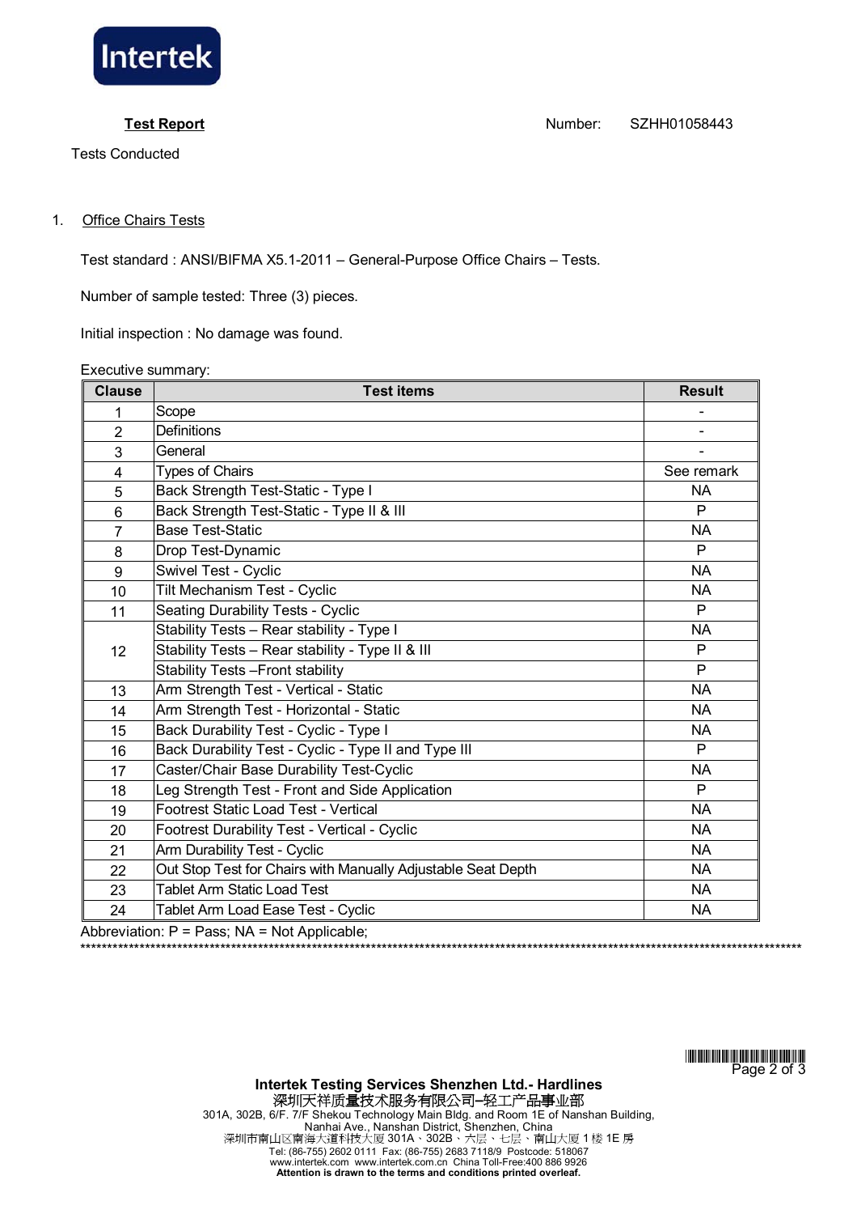**Test Report** Number: SZHH01058443

Tests Conducted

1. Office Chairs Tests

Test standard : ANSI/BIFMA X5.1-2011 – General-Purpose Office Chairs – Tests.

Number of sample tested: Three (3) pieces.

Initial inspection : No damage was found.

Executive summary:

| Clause | Test items | Result |
|---|---|---|
| 1 | Scope | - |
| 2 | Definitions | - |
| 3 | General | - |
| 4 | Types of Chairs | See remark |
| 5 | Back Strength Test-Static - Type I | NA |
| 6 | Back Strength Test-Static - Type II & III | P |
| 7 | Base Test-Static | NA |
| 8 | Drop Test-Dynamic | P |
| 9 | Swivel Test - Cyclic | NA |
| 10 | Tilt Mechanism Test - Cyclic | NA |
| 11 | Seating Durability Tests - Cyclic | P |
| 12 | Stability Tests – Rear stability - Type I | NA |
| | Stability Tests – Rear stability - Type II & III | P |
| | Stability Tests –Front stability | P |
| 13 | Arm Strength Test - Vertical - Static | NA |
| 14 | Arm Strength Test - Horizontal - Static | NA |
| 15 | Back Durability Test - Cyclic - Type I | NA |
| 16 | Back Durability Test - Cyclic - Type II and Type III | P |
| 17 | Caster/Chair Base Durability Test-Cyclic | NA |
| 18 | Leg Strength Test - Front and Side Application | P |
| 19 | Footrest Static Load Test - Vertical | NA |
| 20 | Footrest Durability Test - Vertical - Cyclic | NA |
| 21 | Arm Durability Test - Cyclic | NA |
| 22 | Out Stop Test for Chairs with Manually Adjustable Seat Depth | NA |
| 23 | Tablet Arm Static Load Test | NA |
| 24 | Tablet Arm Load Ease Test - Cyclic | NA |

Abbreviation: P = Pass; NA = Not Applicable;

**************************************************************************************************************************

**Intertek Testing Services Shenzhen Ltd.- Hardlines**
深圳天祥质量技术服务有限公司–轻工产品事业部
301A, 302B, 6/F. 7/F Shekou Technology Main Bldg. and Room 1E of Nanshan Building,
Nanhai Ave., Nanshan District, Shenzhen, China
深圳市南山区南海大道科技大厦 301A、302B、六层、七层、南山大厦 1 楼 1E 房
Tel: (86-755) 2602 0111 Fax: (86-755) 2683 7118/9 Postcode: 518067
www.intertek.com www.intertek.com.cn China Toll-Free:400 886 9926
**Attention is drawn to the terms and conditions printed overleaf.**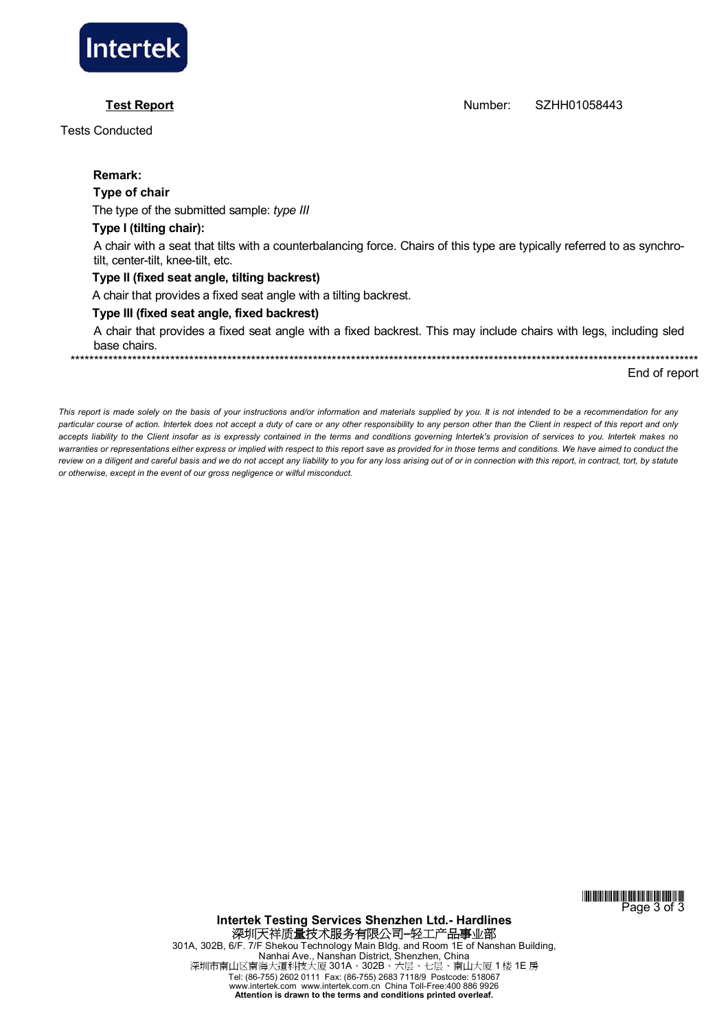**Test Report** Number: SZHH01058443

Tests Conducted

**Remark:**

**Type of chair**

The type of the submitted sample: *type III*

**Type I (tilting chair):**

A chair with a seat that tilts with a counterbalancing force. Chairs of this type are typically referred to as synchro-tilt, center-tilt, knee-tilt, etc.

**Type II (fixed seat angle, tilting backrest)**

A chair that provides a fixed seat angle with a tilting backrest.

**Type III (fixed seat angle, fixed backrest)**

A chair that provides a fixed seat angle with a fixed backrest. This may include chairs with legs, including sled base chairs.

******************************************************************************************************************************

End of report

*This report is made solely on the basis of your instructions and/or information and materials supplied by you. It is not intended to be a recommendation for any particular course of action. Intertek does not accept a duty of care or any other responsibility to any person other than the Client in respect of this report and only accepts liability to the Client insofar as is expressly contained in the terms and conditions governing Intertek's provision of services to you. Intertek makes no warranties or representations either express or implied with respect to this report save as provided for in those terms and conditions. We have aimed to conduct the review on a diligent and careful basis and we do not accept any liability to you for any loss arising out of or in connection with this report, in contract, tort, by statute or otherwise, except in the event of our gross negligence or wilful misconduct.*

**Intertek Testing Services Shenzhen Ltd.- Hardlines**
深圳天祥质量技术服务有限公司–轻工产品事业部
301A, 302B, 6/F. 7/F Shekou Technology Main Bldg. and Room 1E of Nanshan Building, Nanhai Ave., Nanshan District, Shenzhen, China
深圳市南山区南海大道科技大厦 301A、302B、六层、七层、南山大厦 1 楼 1E 房
Tel: (86-755) 2602 0111 Fax: (86-755) 2683 7118/9 Postcode: 518067
www.intertek.com www.intertek.com.cn China Toll-Free:400 886 9926
**Attention is drawn to the terms and conditions printed overleaf.**